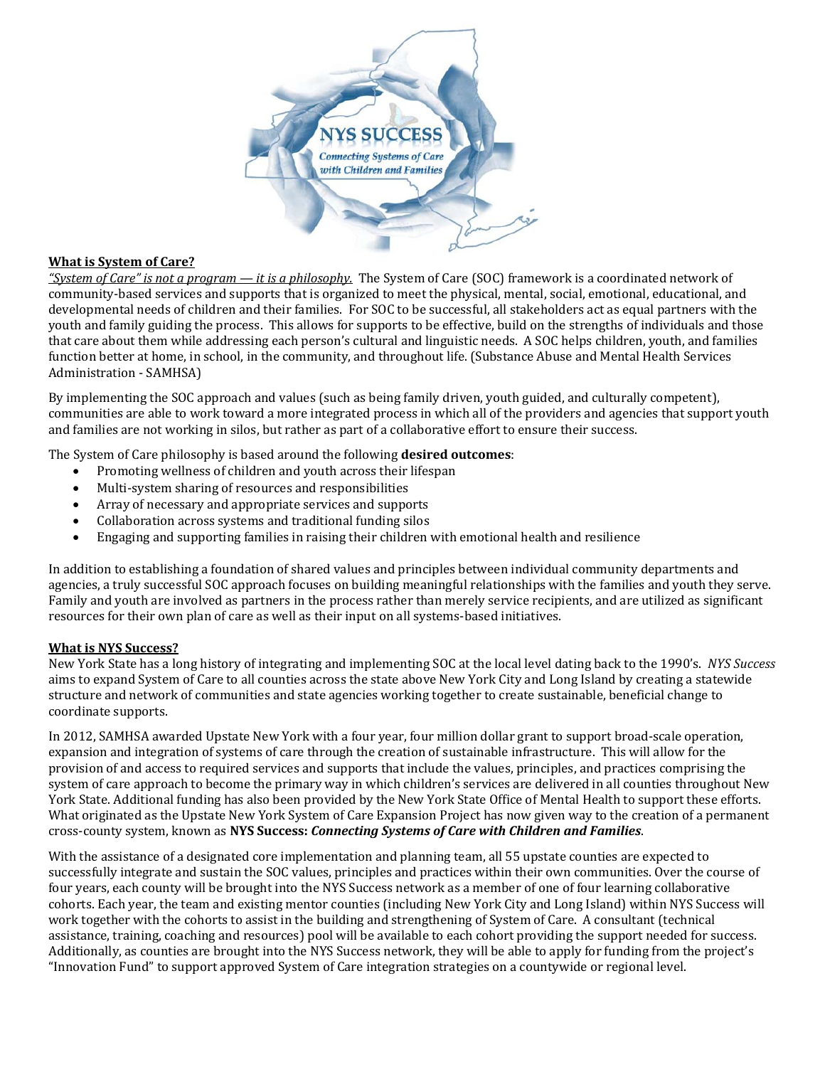**What is System of Care?**

*"System of Care" is not a program — it is a philosophy.* The System of Care (SOC) framework is a coordinated network of community-based services and supports that is organized to meet the physical, mental, social, emotional, educational, and developmental needs of children and their families. For SOC to be successful, all stakeholders act as equal partners with the youth and family guiding the process. This allows for supports to be effective, build on the strengths of individuals and those that care about them while addressing each person's cultural and linguistic needs. A SOC helps children, youth, and families function better at home, in school, in the community, and throughout life. (Substance Abuse and Mental Health Services Administration - SAMHSA)

By implementing the SOC approach and values (such as being family driven, youth guided, and culturally competent), communities are able to work toward a more integrated process in which all of the providers and agencies that support youth and families are not working in silos, but rather as part of a collaborative effort to ensure their success.

The System of Care philosophy is based around the following **desired outcomes**:

- Promoting wellness of children and youth across their lifespan
- Multi-system sharing of resources and responsibilities
- Array of necessary and appropriate services and supports
- Collaboration across systems and traditional funding silos
- Engaging and supporting families in raising their children with emotional health and resilience

In addition to establishing a foundation of shared values and principles between individual community departments and agencies, a truly successful SOC approach focuses on building meaningful relationships with the families and youth they serve. Family and youth are involved as partners in the process rather than merely service recipients, and are utilized as significant resources for their own plan of care as well as their input on all systems-based initiatives.

**What is NYS Success?**

New York State has a long history of integrating and implementing SOC at the local level dating back to the 1990's. *NYS Success* aims to expand System of Care to all counties across the state above New York City and Long Island by creating a statewide structure and network of communities and state agencies working together to create sustainable, beneficial change to coordinate supports.

In 2012, SAMHSA awarded Upstate New York with a four year, four million dollar grant to support broad-scale operation, expansion and integration of systems of care through the creation of sustainable infrastructure. This will allow for the provision of and access to required services and supports that include the values, principles, and practices comprising the system of care approach to become the primary way in which children's services are delivered in all counties throughout New York State. Additional funding has also been provided by the New York State Office of Mental Health to support these efforts. What originated as the Upstate New York System of Care Expansion Project has now given way to the creation of a permanent cross-county system, known as **NYS Success: *Connecting Systems of Care with Children and Families***.

With the assistance of a designated core implementation and planning team, all 55 upstate counties are expected to successfully integrate and sustain the SOC values, principles and practices within their own communities. Over the course of four years, each county will be brought into the NYS Success network as a member of one of four learning collaborative cohorts. Each year, the team and existing mentor counties (including New York City and Long Island) within NYS Success will work together with the cohorts to assist in the building and strengthening of System of Care. A consultant (technical assistance, training, coaching and resources) pool will be available to each cohort providing the support needed for success. Additionally, as counties are brought into the NYS Success network, they will be able to apply for funding from the project's "Innovation Fund" to support approved System of Care integration strategies on a countywide or regional level.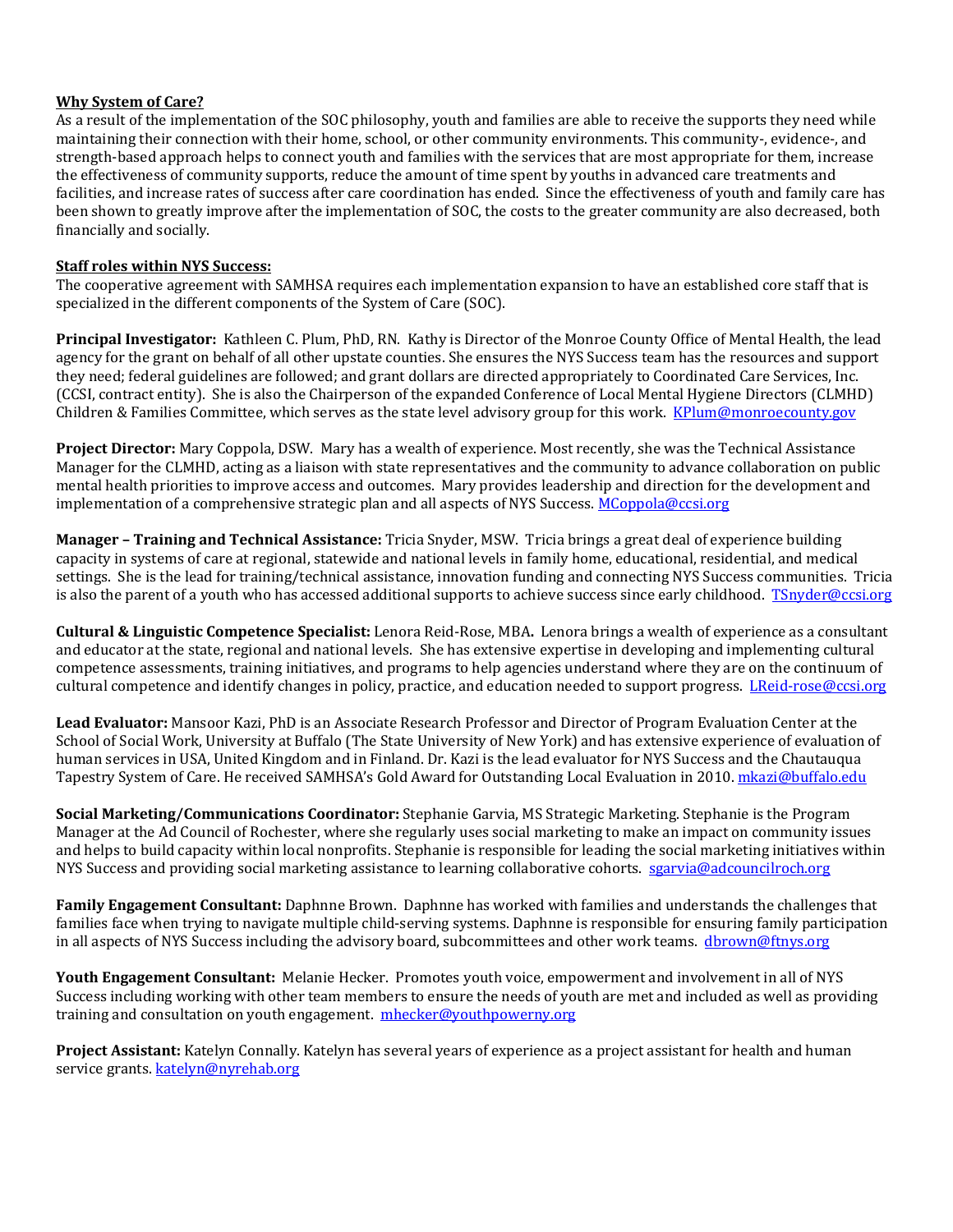**Why System of Care?**

As a result of the implementation of the SOC philosophy, youth and families are able to receive the supports they need while maintaining their connection with their home, school, or other community environments. This community-, evidence-, and strength-based approach helps to connect youth and families with the services that are most appropriate for them, increase the effectiveness of community supports, reduce the amount of time spent by youths in advanced care treatments and facilities, and increase rates of success after care coordination has ended. Since the effectiveness of youth and family care has been shown to greatly improve after the implementation of SOC, the costs to the greater community are also decreased, both financially and socially.

**Staff roles within NYS Success:**

The cooperative agreement with SAMHSA requires each implementation expansion to have an established core staff that is specialized in the different components of the System of Care (SOC).

**Principal Investigator:** Kathleen C. Plum, PhD, RN. Kathy is Director of the Monroe County Office of Mental Health, the lead agency for the grant on behalf of all other upstate counties. She ensures the NYS Success team has the resources and support they need; federal guidelines are followed; and grant dollars are directed appropriately to Coordinated Care Services, Inc. (CCSI, contract entity). She is also the Chairperson of the expanded Conference of Local Mental Hygiene Directors (CLMHD) Children & Families Committee, which serves as the state level advisory group for this work. KPlum@monroecounty.gov

**Project Director:** Mary Coppola, DSW. Mary has a wealth of experience. Most recently, she was the Technical Assistance Manager for the CLMHD, acting as a liaison with state representatives and the community to advance collaboration on public mental health priorities to improve access and outcomes. Mary provides leadership and direction for the development and implementation of a comprehensive strategic plan and all aspects of NYS Success. MCoppola@ccsi.org

**Manager – Training and Technical Assistance:** Tricia Snyder, MSW. Tricia brings a great deal of experience building capacity in systems of care at regional, statewide and national levels in family home, educational, residential, and medical settings. She is the lead for training/technical assistance, innovation funding and connecting NYS Success communities. Tricia is also the parent of a youth who has accessed additional supports to achieve success since early childhood. TSnyder@ccsi.org

**Cultural & Linguistic Competence Specialist:** Lenora Reid-Rose, MBA**.** Lenora brings a wealth of experience as a consultant and educator at the state, regional and national levels. She has extensive expertise in developing and implementing cultural competence assessments, training initiatives, and programs to help agencies understand where they are on the continuum of cultural competence and identify changes in policy, practice, and education needed to support progress. LReid-rose@ccsi.org

**Lead Evaluator:** Mansoor Kazi, PhD is an Associate Research Professor and Director of Program Evaluation Center at the School of Social Work, University at Buffalo (The State University of New York) and has extensive experience of evaluation of human services in USA, United Kingdom and in Finland. Dr. Kazi is the lead evaluator for NYS Success and the Chautauqua Tapestry System of Care. He received SAMHSA's Gold Award for Outstanding Local Evaluation in 2010. mkazi@buffalo.edu

**Social Marketing/Communications Coordinator:** Stephanie Garvia, MS Strategic Marketing. Stephanie is the Program Manager at the Ad Council of Rochester, where she regularly uses social marketing to make an impact on community issues and helps to build capacity within local nonprofits. Stephanie is responsible for leading the social marketing initiatives within NYS Success and providing social marketing assistance to learning collaborative cohorts. sgarvia@adcouncilroch.org

**Family Engagement Consultant:** Daphnne Brown. Daphnne has worked with families and understands the challenges that families face when trying to navigate multiple child-serving systems. Daphnne is responsible for ensuring family participation in all aspects of NYS Success including the advisory board, subcommittees and other work teams. dbrown@ftnys.org

**Youth Engagement Consultant:** Melanie Hecker. Promotes youth voice, empowerment and involvement in all of NYS Success including working with other team members to ensure the needs of youth are met and included as well as providing training and consultation on youth engagement. mhecker@youthpowerny.org

**Project Assistant:** Katelyn Connally. Katelyn has several years of experience as a project assistant for health and human service grants. katelyn@nyrehab.org